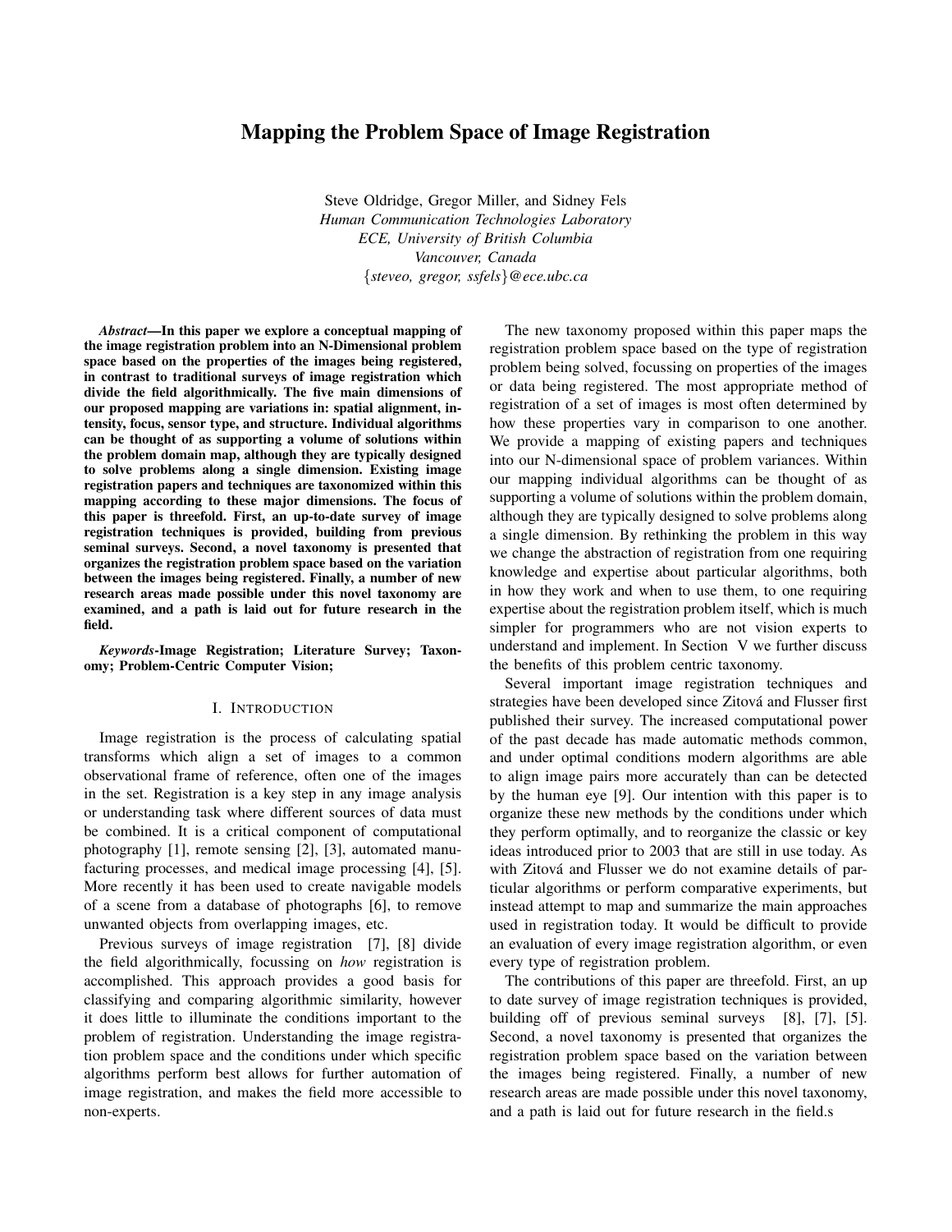# Mapping the Problem Space of Image Registration

Steve Oldridge, Gregor Miller, and Sidney Fels
*Human Communication Technologies Laboratory*
*ECE, University of British Columbia*
*Vancouver, Canada*
*{steveo, gregor, ssfels}@ece.ubc.ca*

***Abstract*—In this paper we explore a conceptual mapping of the image registration problem into an N-Dimensional problem space based on the properties of the images being registered, in contrast to traditional surveys of image registration which divide the field algorithmically. The five main dimensions of our proposed mapping are variations in: spatial alignment, intensity, focus, sensor type, and structure. Individual algorithms can be thought of as supporting a volume of solutions within the problem domain map, although they are typically designed to solve problems along a single dimension. Existing image registration papers and techniques are taxonomized within this mapping according to these major dimensions. The focus of this paper is threefold. First, an up-to-date survey of image registration techniques is provided, building from previous seminal surveys. Second, a novel taxonomy is presented that organizes the registration problem space based on the variation between the images being registered. Finally, a number of new research areas made possible under this novel taxonomy are examined, and a path is laid out for future research in the field.**

***Keywords*-Image Registration; Literature Survey; Taxonomy; Problem-Centric Computer Vision;**

## I. Introduction

Image registration is the process of calculating spatial transforms which align a set of images to a common observational frame of reference, often one of the images in the set. Registration is a key step in any image analysis or understanding task where different sources of data must be combined. It is a critical component of computational photography [1], remote sensing [2], [3], automated manufacturing processes, and medical image processing [4], [5]. More recently it has been used to create navigable models of a scene from a database of photographs [6], to remove unwanted objects from overlapping images, etc.

Previous surveys of image registration [7], [8] divide the field algorithmically, focussing on *how* registration is accomplished. This approach provides a good basis for classifying and comparing algorithmic similarity, however it does little to illuminate the conditions important to the problem of registration. Understanding the image registration problem space and the conditions under which specific algorithms perform best allows for further automation of image registration, and makes the field more accessible to non-experts.

The new taxonomy proposed within this paper maps the registration problem space based on the type of registration problem being solved, focussing on properties of the images or data being registered. The most appropriate method of registration of a set of images is most often determined by how these properties vary in comparison to one another. We provide a mapping of existing papers and techniques into our N-dimensional space of problem variances. Within our mapping individual algorithms can be thought of as supporting a volume of solutions within the problem domain, although they are typically designed to solve problems along a single dimension. By rethinking the problem in this way we change the abstraction of registration from one requiring knowledge and expertise about particular algorithms, both in how they work and when to use them, to one requiring expertise about the registration problem itself, which is much simpler for programmers who are not vision experts to understand and implement. In Section V we further discuss the benefits of this problem centric taxonomy.

Several important image registration techniques and strategies have been developed since Zitová and Flusser first published their survey. The increased computational power of the past decade has made automatic methods common, and under optimal conditions modern algorithms are able to align image pairs more accurately than can be detected by the human eye [9]. Our intention with this paper is to organize these new methods by the conditions under which they perform optimally, and to reorganize the classic or key ideas introduced prior to 2003 that are still in use today. As with Zitová and Flusser we do not examine details of particular algorithms or perform comparative experiments, but instead attempt to map and summarize the main approaches used in registration today. It would be difficult to provide an evaluation of every image registration algorithm, or even every type of registration problem.

The contributions of this paper are threefold. First, an up to date survey of image registration techniques is provided, building off of previous seminal surveys [8], [7], [5]. Second, a novel taxonomy is presented that organizes the registration problem space based on the variation between the images being registered. Finally, a number of new research areas are made possible under this novel taxonomy, and a path is laid out for future research in the field.s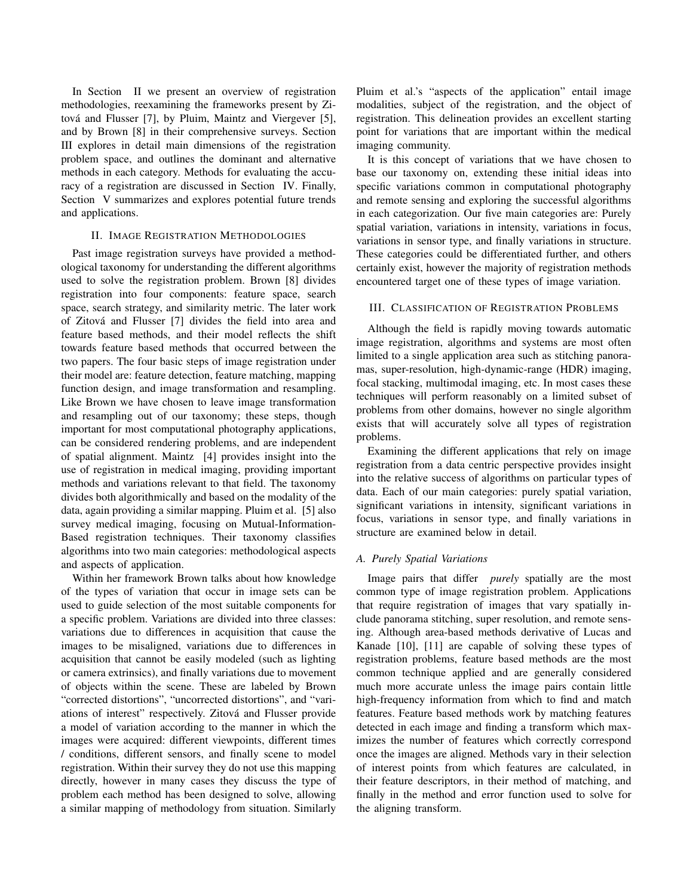In Section II we present an overview of registration methodologies, reexamining the frameworks present by Zitová and Flusser [7], by Pluim, Maintz and Viergever [5], and by Brown [8] in their comprehensive surveys. Section III explores in detail main dimensions of the registration problem space, and outlines the dominant and alternative methods in each category. Methods for evaluating the accuracy of a registration are discussed in Section IV. Finally, Section V summarizes and explores potential future trends and applications.

## II. Image Registration Methodologies

Past image registration surveys have provided a methodological taxonomy for understanding the different algorithms used to solve the registration problem. Brown [8] divides registration into four components: feature space, search space, search strategy, and similarity metric. The later work of Zitová and Flusser [7] divides the field into area and feature based methods, and their model reflects the shift towards feature based methods that occurred between the two papers. The four basic steps of image registration under their model are: feature detection, feature matching, mapping function design, and image transformation and resampling. Like Brown we have chosen to leave image transformation and resampling out of our taxonomy; these steps, though important for most computational photography applications, can be considered rendering problems, and are independent of spatial alignment. Maintz [4] provides insight into the use of registration in medical imaging, providing important methods and variations relevant to that field. The taxonomy divides both algorithmically and based on the modality of the data, again providing a similar mapping. Pluim et al. [5] also survey medical imaging, focusing on Mutual-Information-Based registration techniques. Their taxonomy classifies algorithms into two main categories: methodological aspects and aspects of application.

Within her framework Brown talks about how knowledge of the types of variation that occur in image sets can be used to guide selection of the most suitable components for a specific problem. Variations are divided into three classes: variations due to differences in acquisition that cause the images to be misaligned, variations due to differences in acquisition that cannot be easily modeled (such as lighting or camera extrinsics), and finally variations due to movement of objects within the scene. These are labeled by Brown "corrected distortions", "uncorrected distortions", and "variations of interest" respectively. Zitová and Flusser provide a model of variation according to the manner in which the images were acquired: different viewpoints, different times / conditions, different sensors, and finally scene to model registration. Within their survey they do not use this mapping directly, however in many cases they discuss the type of problem each method has been designed to solve, allowing a similar mapping of methodology from situation. Similarly Pluim et al.'s "aspects of the application" entail image modalities, subject of the registration, and the object of registration. This delineation provides an excellent starting point for variations that are important within the medical imaging community.

It is this concept of variations that we have chosen to base our taxonomy on, extending these initial ideas into specific variations common in computational photography and remote sensing and exploring the successful algorithms in each categorization. Our five main categories are: Purely spatial variation, variations in intensity, variations in focus, variations in sensor type, and finally variations in structure. These categories could be differentiated further, and others certainly exist, however the majority of registration methods encountered target one of these types of image variation.

## III. Classification of Registration Problems

Although the field is rapidly moving towards automatic image registration, algorithms and systems are most often limited to a single application area such as stitching panoramas, super-resolution, high-dynamic-range (HDR) imaging, focal stacking, multimodal imaging, etc. In most cases these techniques will perform reasonably on a limited subset of problems from other domains, however no single algorithm exists that will accurately solve all types of registration problems.

Examining the different applications that rely on image registration from a data centric perspective provides insight into the relative success of algorithms on particular types of data. Each of our main categories: purely spatial variation, significant variations in intensity, significant variations in focus, variations in sensor type, and finally variations in structure are examined below in detail.

### A. Purely Spatial Variations

Image pairs that differ *purely* spatially are the most common type of image registration problem. Applications that require registration of images that vary spatially include panorama stitching, super resolution, and remote sensing. Although area-based methods derivative of Lucas and Kanade [10], [11] are capable of solving these types of registration problems, feature based methods are the most common technique applied and are generally considered much more accurate unless the image pairs contain little high-frequency information from which to find and match features. Feature based methods work by matching features detected in each image and finding a transform which maximizes the number of features which correctly correspond once the images are aligned. Methods vary in their selection of interest points from which features are calculated, in their feature descriptors, in their method of matching, and finally in the method and error function used to solve for the aligning transform.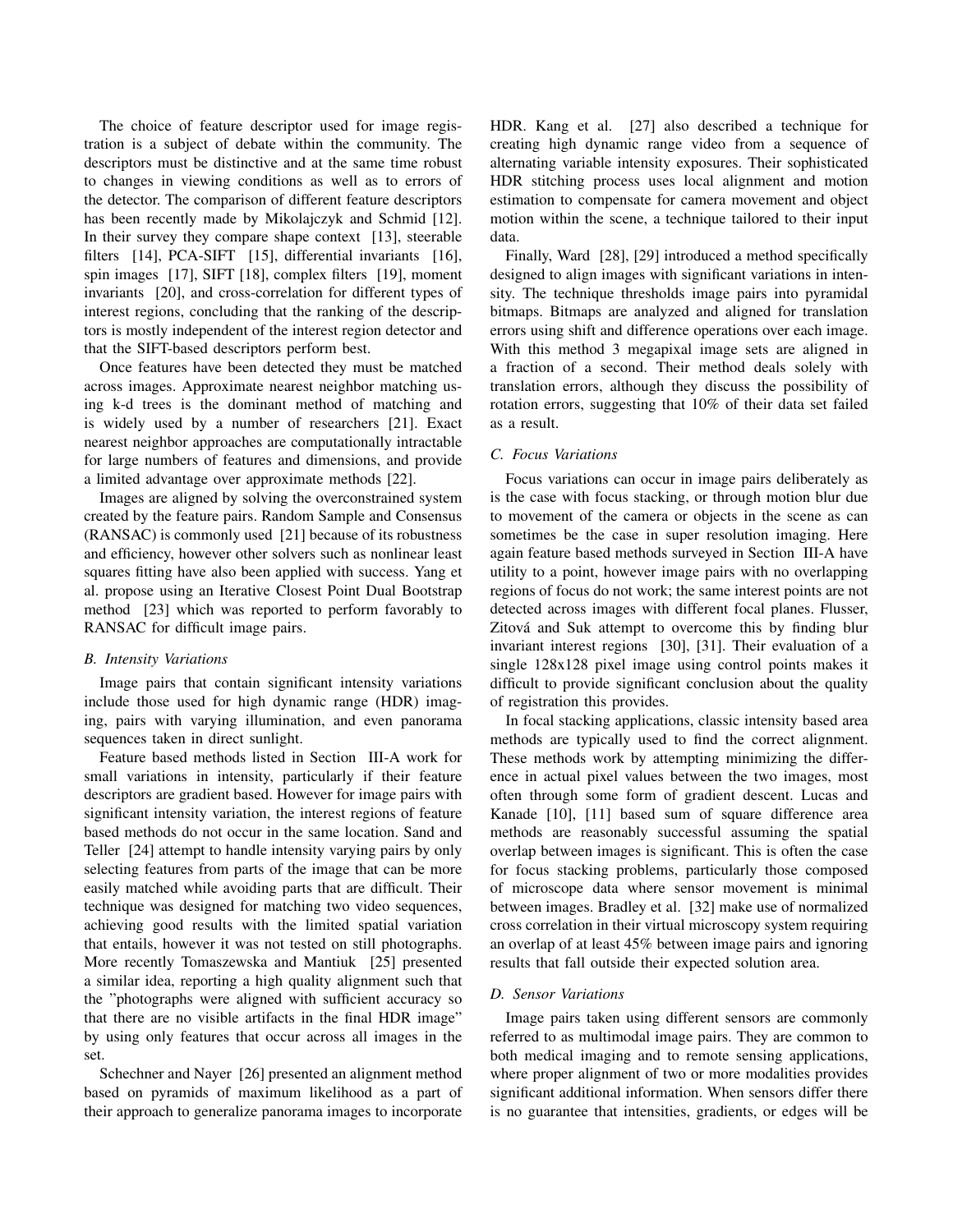The choice of feature descriptor used for image registration is a subject of debate within the community. The descriptors must be distinctive and at the same time robust to changes in viewing conditions as well as to errors of the detector. The comparison of different feature descriptors has been recently made by Mikolajczyk and Schmid [12]. In their survey they compare shape context [13], steerable filters [14], PCA-SIFT [15], differential invariants [16], spin images [17], SIFT [18], complex filters [19], moment invariants [20], and cross-correlation for different types of interest regions, concluding that the ranking of the descriptors is mostly independent of the interest region detector and that the SIFT-based descriptors perform best.

Once features have been detected they must be matched across images. Approximate nearest neighbor matching using k-d trees is the dominant method of matching and is widely used by a number of researchers [21]. Exact nearest neighbor approaches are computationally intractable for large numbers of features and dimensions, and provide a limited advantage over approximate methods [22].

Images are aligned by solving the overconstrained system created by the feature pairs. Random Sample and Consensus (RANSAC) is commonly used [21] because of its robustness and efficiency, however other solvers such as nonlinear least squares fitting have also been applied with success. Yang et al. propose using an Iterative Closest Point Dual Bootstrap method [23] which was reported to perform favorably to RANSAC for difficult image pairs.

### B. Intensity Variations

Image pairs that contain significant intensity variations include those used for high dynamic range (HDR) imaging, pairs with varying illumination, and even panorama sequences taken in direct sunlight.

Feature based methods listed in Section III-A work for small variations in intensity, particularly if their feature descriptors are gradient based. However for image pairs with significant intensity variation, the interest regions of feature based methods do not occur in the same location. Sand and Teller [24] attempt to handle intensity varying pairs by only selecting features from parts of the image that can be more easily matched while avoiding parts that are difficult. Their technique was designed for matching two video sequences, achieving good results with the limited spatial variation that entails, however it was not tested on still photographs. More recently Tomaszewska and Mantiuk [25] presented a similar idea, reporting a high quality alignment such that the "photographs were aligned with sufficient accuracy so that there are no visible artifacts in the final HDR image" by using only features that occur across all images in the set.

Schechner and Nayer [26] presented an alignment method based on pyramids of maximum likelihood as a part of their approach to generalize panorama images to incorporate HDR. Kang et al. [27] also described a technique for creating high dynamic range video from a sequence of alternating variable intensity exposures. Their sophisticated HDR stitching process uses local alignment and motion estimation to compensate for camera movement and object motion within the scene, a technique tailored to their input data.

Finally, Ward [28], [29] introduced a method specifically designed to align images with significant variations in intensity. The technique thresholds image pairs into pyramidal bitmaps. Bitmaps are analyzed and aligned for translation errors using shift and difference operations over each image. With this method 3 megapixal image sets are aligned in a fraction of a second. Their method deals solely with translation errors, although they discuss the possibility of rotation errors, suggesting that 10% of their data set failed as a result.

### C. Focus Variations

Focus variations can occur in image pairs deliberately as is the case with focus stacking, or through motion blur due to movement of the camera or objects in the scene as can sometimes be the case in super resolution imaging. Here again feature based methods surveyed in Section III-A have utility to a point, however image pairs with no overlapping regions of focus do not work; the same interest points are not detected across images with different focal planes. Flusser, Zitová and Suk attempt to overcome this by finding blur invariant interest regions [30], [31]. Their evaluation of a single 128x128 pixel image using control points makes it difficult to provide significant conclusion about the quality of registration this provides.

In focal stacking applications, classic intensity based area methods are typically used to find the correct alignment. These methods work by attempting minimizing the difference in actual pixel values between the two images, most often through some form of gradient descent. Lucas and Kanade [10], [11] based sum of square difference area methods are reasonably successful assuming the spatial overlap between images is significant. This is often the case for focus stacking problems, particularly those composed of microscope data where sensor movement is minimal between images. Bradley et al. [32] make use of normalized cross correlation in their virtual microscopy system requiring an overlap of at least 45% between image pairs and ignoring results that fall outside their expected solution area.

### D. Sensor Variations

Image pairs taken using different sensors are commonly referred to as multimodal image pairs. They are common to both medical imaging and to remote sensing applications, where proper alignment of two or more modalities provides significant additional information. When sensors differ there is no guarantee that intensities, gradients, or edges will be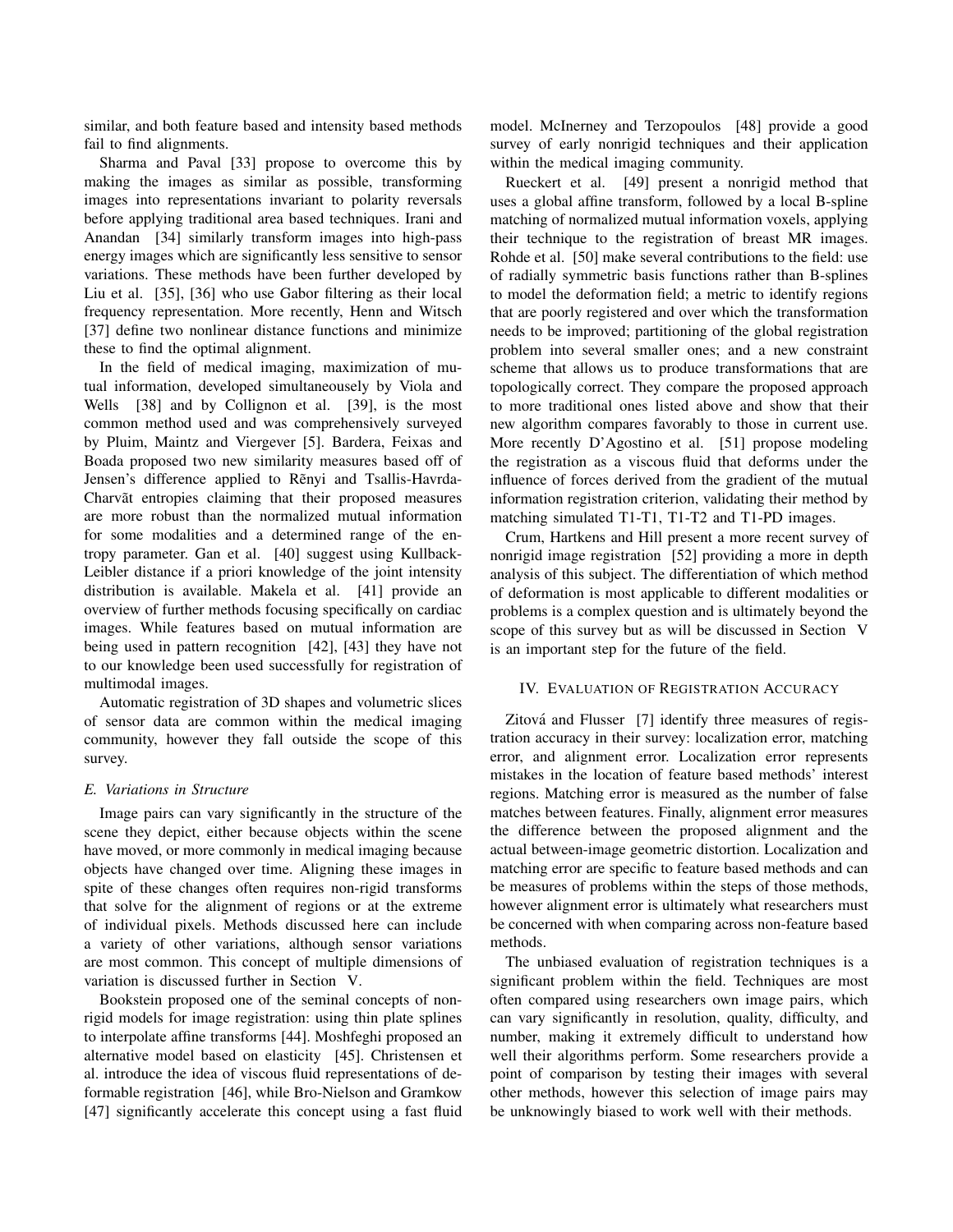similar, and both feature based and intensity based methods fail to find alignments.

Sharma and Paval [33] propose to overcome this by making the images as similar as possible, transforming images into representations invariant to polarity reversals before applying traditional area based techniques. Irani and Anandan [34] similarly transform images into high-pass energy images which are significantly less sensitive to sensor variations. These methods have been further developed by Liu et al. [35], [36] who use Gabor filtering as their local frequency representation. More recently, Henn and Witsch [37] define two nonlinear distance functions and minimize these to find the optimal alignment.

In the field of medical imaging, maximization of mutual information, developed simultaneously by Viola and Wells [38] and by Collignon et al. [39], is the most common method used and was comprehensively surveyed by Pluim, Maintz and Viergever [5]. Bardera, Feixas and Boada proposed two new similarity measures based off of Jensen's difference applied to Rẽnyi and Tsallis-Havrda-Charvãt entropies claiming that their proposed measures are more robust than the normalized mutual information for some modalities and a determined range of the entropy parameter. Gan et al. [40] suggest using Kullback-Leibler distance if a priori knowledge of the joint intensity distribution is available. Makela et al. [41] provide an overview of further methods focusing specifically on cardiac images. While features based on mutual information are being used in pattern recognition [42], [43] they have not to our knowledge been used successfully for registration of multimodal images.

Automatic registration of 3D shapes and volumetric slices of sensor data are common within the medical imaging community, however they fall outside the scope of this survey.

### E. Variations in Structure

Image pairs can vary significantly in the structure of the scene they depict, either because objects within the scene have moved, or more commonly in medical imaging because objects have changed over time. Aligning these images in spite of these changes often requires non-rigid transforms that solve for the alignment of regions or at the extreme of individual pixels. Methods discussed here can include a variety of other variations, although sensor variations are most common. This concept of multiple dimensions of variation is discussed further in Section V.

Bookstein proposed one of the seminal concepts of non-rigid models for image registration: using thin plate splines to interpolate affine transforms [44]. Moshfeghi proposed an alternative model based on elasticity [45]. Christensen et al. introduce the idea of viscous fluid representations of deformable registration [46], while Bro-Nielson and Gramkow [47] significantly accelerate this concept using a fast fluid model. McInerney and Terzopoulos [48] provide a good survey of early nonrigid techniques and their application within the medical imaging community.

Rueckert et al. [49] present a nonrigid method that uses a global affine transform, followed by a local B-spline matching of normalized mutual information voxels, applying their technique to the registration of breast MR images. Rohde et al. [50] make several contributions to the field: use of radially symmetric basis functions rather than B-splines to model the deformation field; a metric to identify regions that are poorly registered and over which the transformation needs to be improved; partitioning of the global registration problem into several smaller ones; and a new constraint scheme that allows us to produce transformations that are topologically correct. They compare the proposed approach to more traditional ones listed above and show that their new algorithm compares favorably to those in current use. More recently D'Agostino et al. [51] propose modeling the registration as a viscous fluid that deforms under the influence of forces derived from the gradient of the mutual information registration criterion, validating their method by matching simulated T1-T1, T1-T2 and T1-PD images.

Crum, Hartkens and Hill present a more recent survey of nonrigid image registration [52] providing a more in depth analysis of this subject. The differentiation of which method of deformation is most applicable to different modalities or problems is a complex question and is ultimately beyond the scope of this survey but as will be discussed in Section V is an important step for the future of the field.

## IV. Evaluation of Registration Accuracy

Zitová and Flusser [7] identify three measures of registration accuracy in their survey: localization error, matching error, and alignment error. Localization error represents mistakes in the location of feature based methods' interest regions. Matching error is measured as the number of false matches between features. Finally, alignment error measures the difference between the proposed alignment and the actual between-image geometric distortion. Localization and matching error are specific to feature based methods and can be measures of problems within the steps of those methods, however alignment error is ultimately what researchers must be concerned with when comparing across non-feature based methods.

The unbiased evaluation of registration techniques is a significant problem within the field. Techniques are most often compared using researchers own image pairs, which can vary significantly in resolution, quality, difficulty, and number, making it extremely difficult to understand how well their algorithms perform. Some researchers provide a point of comparison by testing their images with several other methods, however this selection of image pairs may be unknowingly biased to work well with their methods.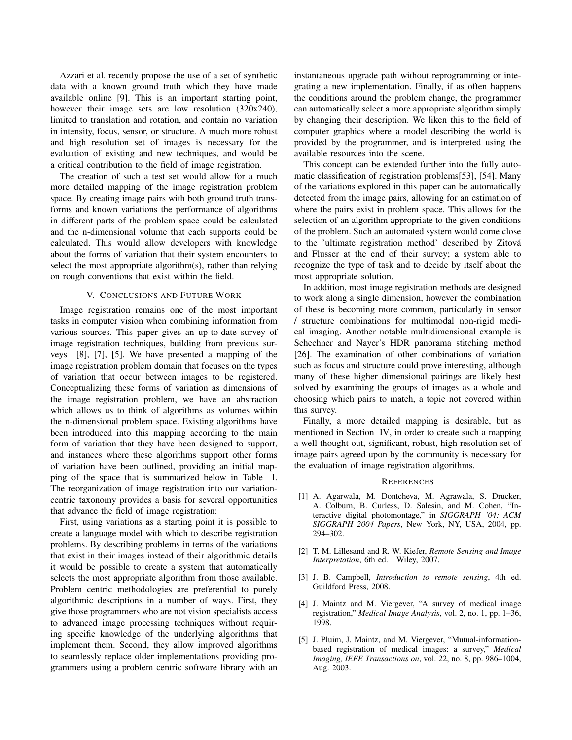Azzari et al. recently propose the use of a set of synthetic data with a known ground truth which they have made available online [9]. This is an important starting point, however their image sets are low resolution (320x240), limited to translation and rotation, and contain no variation in intensity, focus, sensor, or structure. A much more robust and high resolution set of images is necessary for the evaluation of existing and new techniques, and would be a critical contribution to the field of image registration.

The creation of such a test set would allow for a much more detailed mapping of the image registration problem space. By creating image pairs with both ground truth transforms and known variations the performance of algorithms in different parts of the problem space could be calculated and the n-dimensional volume that each supports could be calculated. This would allow developers with knowledge about the forms of variation that their system encounters to select the most appropriate algorithm(s), rather than relying on rough conventions that exist within the field.

## V. Conclusions and Future Work

Image registration remains one of the most important tasks in computer vision when combining information from various sources. This paper gives an up-to-date survey of image registration techniques, building from previous surveys [8], [7], [5]. We have presented a mapping of the image registration problem domain that focuses on the types of variation that occur between images to be registered. Conceptualizing these forms of variation as dimensions of the image registration problem, we have an abstraction which allows us to think of algorithms as volumes within the n-dimensional problem space. Existing algorithms have been introduced into this mapping according to the main form of variation that they have been designed to support, and instances where these algorithms support other forms of variation have been outlined, providing an initial mapping of the space that is summarized below in Table I. The reorganization of image registration into our variation-centric taxonomy provides a basis for several opportunities that advance the field of image registration:

First, using variations as a starting point it is possible to create a language model with which to describe registration problems. By describing problems in terms of the variations that exist in their images instead of their algorithmic details it would be possible to create a system that automatically selects the most appropriate algorithm from those available. Problem centric methodologies are preferential to purely algorithmic descriptions in a number of ways. First, they give those programmers who are not vision specialists access to advanced image processing techniques without requiring specific knowledge of the underlying algorithms that implement them. Second, they allow improved algorithms to seamlessly replace older implementations providing programmers using a problem centric software library with an instantaneous upgrade path without reprogramming or integrating a new implementation. Finally, if as often happens the conditions around the problem change, the programmer can automatically select a more appropriate algorithm simply by changing their description. We liken this to the field of computer graphics where a model describing the world is provided by the programmer, and is interpreted using the available resources into the scene.

This concept can be extended further into the fully automatic classification of registration problems[53], [54]. Many of the variations explored in this paper can be automatically detected from the image pairs, allowing for an estimation of where the pairs exist in problem space. This allows for the selection of an algorithm appropriate to the given conditions of the problem. Such an automated system would come close to the 'ultimate registration method' described by Zitová and Flusser at the end of their survey; a system able to recognize the type of task and to decide by itself about the most appropriate solution.

In addition, most image registration methods are designed to work along a single dimension, however the combination of these is becoming more common, particularly in sensor / structure combinations for multimodal non-rigid medical imaging. Another notable multidimensional example is Schechner and Nayer's HDR panorama stitching method [26]. The examination of other combinations of variation such as focus and structure could prove interesting, although many of these higher dimensional pairings are likely best solved by examining the groups of images as a whole and choosing which pairs to match, a topic not covered within this survey.

Finally, a more detailed mapping is desirable, but as mentioned in Section IV, in order to create such a mapping a well thought out, significant, robust, high resolution set of image pairs agreed upon by the community is necessary for the evaluation of image registration algorithms.

## References

[1] A. Agarwala, M. Dontcheva, M. Agrawala, S. Drucker, A. Colburn, B. Curless, D. Salesin, and M. Cohen, "Interactive digital photomontage," in *SIGGRAPH '04: ACM SIGGRAPH 2004 Papers*, New York, NY, USA, 2004, pp. 294–302.

[2] T. M. Lillesand and R. W. Kiefer, *Remote Sensing and Image Interpretation*, 6th ed. Wiley, 2007.

[3] J. B. Campbell, *Introduction to remote sensing*, 4th ed. Guildford Press, 2008.

[4] J. Maintz and M. Viergever, "A survey of medical image registration," *Medical Image Analysis*, vol. 2, no. 1, pp. 1–36, 1998.

[5] J. Pluim, J. Maintz, and M. Viergever, "Mutual-information-based registration of medical images: a survey," *Medical Imaging, IEEE Transactions on*, vol. 22, no. 8, pp. 986–1004, Aug. 2003.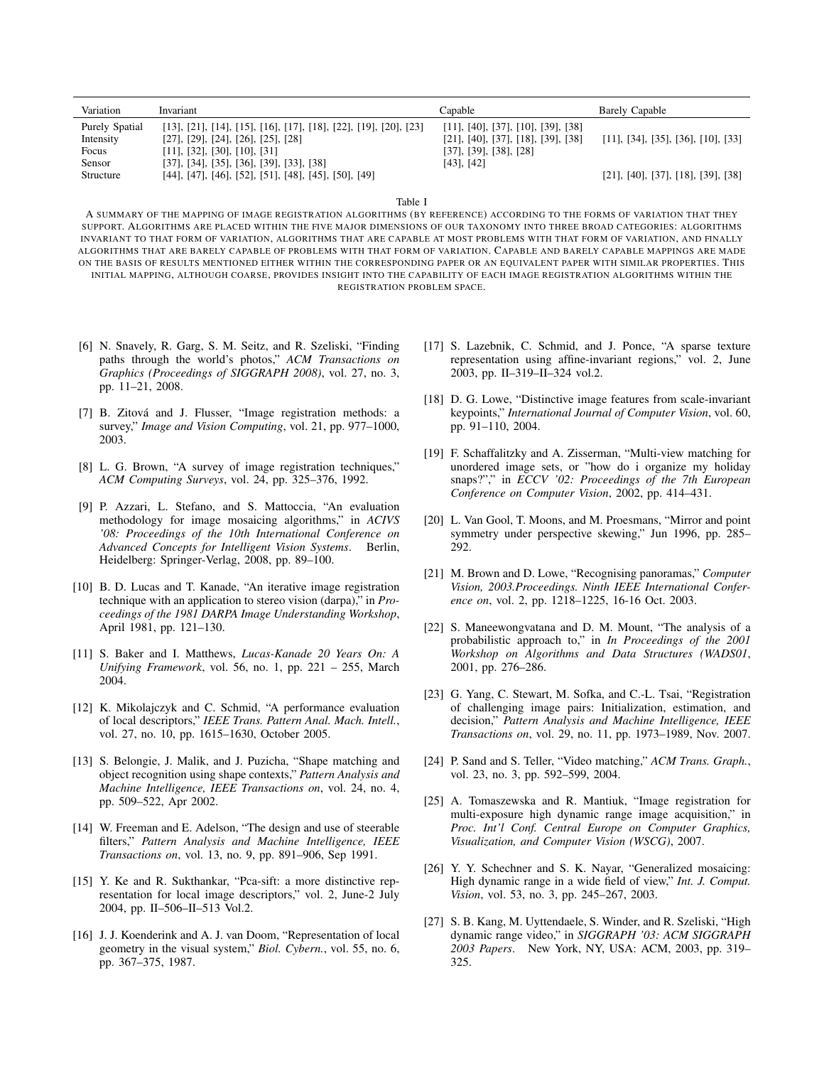| Variation | Invariant | Capable | Barely Capable |
|---|---|---|---|
| Purely Spatial | [13], [21], [14], [15], [16], [17], [18], [22], [19], [20], [23] | [11], [40], [37], [10], [39], [38] | |
| Intensity | [27], [29], [24], [26], [25], [28] | [21], [40], [37], [18], [39], [38] | [11], [34], [35], [36], [10], [33] |
| Focus | [11], [32], [30], [10], [31] | [37], [39], [38], [28] | |
| Sensor | [37], [34], [35], [36], [39], [33], [38] | [43], [42] | |
| Structure | [44], [47], [46], [52], [51], [48], [45], [50], [49] | | [21], [40], [37], [18], [39], [38] |

Table I

A SUMMARY OF THE MAPPING OF IMAGE REGISTRATION ALGORITHMS (BY REFERENCE) ACCORDING TO THE FORMS OF VARIATION THAT THEY SUPPORT. ALGORITHMS ARE PLACED WITHIN THE FIVE MAJOR DIMENSIONS OF OUR TAXONOMY INTO THREE BROAD CATEGORIES: ALGORITHMS INVARIANT TO THAT FORM OF VARIATION, ALGORITHMS THAT ARE CAPABLE AT MOST PROBLEMS WITH THAT FORM OF VARIATION, AND FINALLY ALGORITHMS THAT ARE BARELY CAPABLE OF PROBLEMS WITH THAT FORM OF VARIATION. CAPABLE AND BARELY CAPABLE MAPPINGS ARE MADE ON THE BASIS OF RESULTS MENTIONED EITHER WITHIN THE CORRESPONDING PAPER OR AN EQUIVALENT PAPER WITH SIMILAR PROPERTIES. THIS INITIAL MAPPING, ALTHOUGH COARSE, PROVIDES INSIGHT INTO THE CAPABILITY OF EACH IMAGE REGISTRATION ALGORITHMS WITHIN THE REGISTRATION PROBLEM SPACE.

[6] N. Snavely, R. Garg, S. M. Seitz, and R. Szeliski, "Finding paths through the world's photos," *ACM Transactions on Graphics (Proceedings of SIGGRAPH 2008)*, vol. 27, no. 3, pp. 11–21, 2008.

[7] B. Zitová and J. Flusser, "Image registration methods: a survey," *Image and Vision Computing*, vol. 21, pp. 977–1000, 2003.

[8] L. G. Brown, "A survey of image registration techniques," *ACM Computing Surveys*, vol. 24, pp. 325–376, 1992.

[9] P. Azzari, L. Stefano, and S. Mattoccia, "An evaluation methodology for image mosaicing algorithms," in *ACIVS '08: Proceedings of the 10th International Conference on Advanced Concepts for Intelligent Vision Systems*. Berlin, Heidelberg: Springer-Verlag, 2008, pp. 89–100.

[10] B. D. Lucas and T. Kanade, "An iterative image registration technique with an application to stereo vision (darpa)," in *Proceedings of the 1981 DARPA Image Understanding Workshop*, April 1981, pp. 121–130.

[11] S. Baker and I. Matthews, *Lucas-Kanade 20 Years On: A Unifying Framework*, vol. 56, no. 1, pp. 221 – 255, March 2004.

[12] K. Mikolajczyk and C. Schmid, "A performance evaluation of local descriptors," *IEEE Trans. Pattern Anal. Mach. Intell.*, vol. 27, no. 10, pp. 1615–1630, October 2005.

[13] S. Belongie, J. Malik, and J. Puzicha, "Shape matching and object recognition using shape contexts," *Pattern Analysis and Machine Intelligence, IEEE Transactions on*, vol. 24, no. 4, pp. 509–522, Apr 2002.

[14] W. Freeman and E. Adelson, "The design and use of steerable filters," *Pattern Analysis and Machine Intelligence, IEEE Transactions on*, vol. 13, no. 9, pp. 891–906, Sep 1991.

[15] Y. Ke and R. Sukthankar, "Pca-sift: a more distinctive representation for local image descriptors," vol. 2, June-2 July 2004, pp. II–506–II–513 Vol.2.

[16] J. J. Koenderink and A. J. van Doom, "Representation of local geometry in the visual system," *Biol. Cybern.*, vol. 55, no. 6, pp. 367–375, 1987.

[17] S. Lazebnik, C. Schmid, and J. Ponce, "A sparse texture representation using affine-invariant regions," vol. 2, June 2003, pp. II–319–II–324 vol.2.

[18] D. G. Lowe, "Distinctive image features from scale-invariant keypoints," *International Journal of Computer Vision*, vol. 60, pp. 91–110, 2004.

[19] F. Schaffalitzky and A. Zisserman, "Multi-view matching for unordered image sets, or "how do i organize my holiday snaps?"," in *ECCV '02: Proceedings of the 7th European Conference on Computer Vision*, 2002, pp. 414–431.

[20] L. Van Gool, T. Moons, and M. Proesmans, "Mirror and point symmetry under perspective skewing," Jun 1996, pp. 285–292.

[21] M. Brown and D. Lowe, "Recognising panoramas," *Computer Vision, 2003.Proceedings. Ninth IEEE International Conference on*, vol. 2, pp. 1218–1225, 16-16 Oct. 2003.

[22] S. Maneewongvatana and D. M. Mount, "The analysis of a probabilistic approach to," in *In Proceedings of the 2001 Workshop on Algorithms and Data Structures (WADS01*, 2001, pp. 276–286.

[23] G. Yang, C. Stewart, M. Sofka, and C.-L. Tsai, "Registration of challenging image pairs: Initialization, estimation, and decision," *Pattern Analysis and Machine Intelligence, IEEE Transactions on*, vol. 29, no. 11, pp. 1973–1989, Nov. 2007.

[24] P. Sand and S. Teller, "Video matching," *ACM Trans. Graph.*, vol. 23, no. 3, pp. 592–599, 2004.

[25] A. Tomaszewska and R. Mantiuk, "Image registration for multi-exposure high dynamic range image acquisition," in *Proc. Int'l Conf. Central Europe on Computer Graphics, Visualization, and Computer Vision (WSCG)*, 2007.

[26] Y. Y. Schechner and S. K. Nayar, "Generalized mosaicing: High dynamic range in a wide field of view," *Int. J. Comput. Vision*, vol. 53, no. 3, pp. 245–267, 2003.

[27] S. B. Kang, M. Uyttendaele, S. Winder, and R. Szeliski, "High dynamic range video," in *SIGGRAPH '03: ACM SIGGRAPH 2003 Papers*. New York, NY, USA: ACM, 2003, pp. 319–325.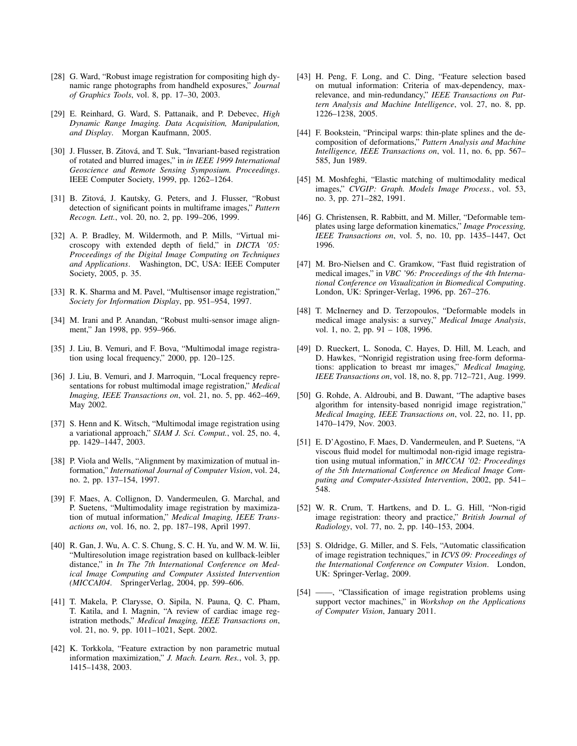[28] G. Ward, "Robust image registration for compositing high dynamic range photographs from handheld exposures," *Journal of Graphics Tools*, vol. 8, pp. 17–30, 2003.

[29] E. Reinhard, G. Ward, S. Pattanaik, and P. Debevec, *High Dynamic Range Imaging. Data Acquisition, Manipulation, and Display*. Morgan Kaufmann, 2005.

[30] J. Flusser, B. Zitová, and T. Suk, "Invariant-based registration of rotated and blurred images," in *in IEEE 1999 International Geoscience and Remote Sensing Symposium. Proceedings*. IEEE Computer Society, 1999, pp. 1262–1264.

[31] B. Zitová, J. Kautsky, G. Peters, and J. Flusser, "Robust detection of significant points in multiframe images," *Pattern Recogn. Lett.*, vol. 20, no. 2, pp. 199–206, 1999.

[32] A. P. Bradley, M. Wildermoth, and P. Mills, "Virtual microscopy with extended depth of field," in *DICTA '05: Proceedings of the Digital Image Computing on Techniques and Applications*. Washington, DC, USA: IEEE Computer Society, 2005, p. 35.

[33] R. K. Sharma and M. Pavel, "Multisensor image registration," *Society for Information Display*, pp. 951–954, 1997.

[34] M. Irani and P. Anandan, "Robust multi-sensor image alignment," Jan 1998, pp. 959–966.

[35] J. Liu, B. Vemuri, and F. Bova, "Multimodal image registration using local frequency," 2000, pp. 120–125.

[36] J. Liu, B. Vemuri, and J. Marroquin, "Local frequency representations for robust multimodal image registration," *Medical Imaging, IEEE Transactions on*, vol. 21, no. 5, pp. 462–469, May 2002.

[37] S. Henn and K. Witsch, "Multimodal image registration using a variational approach," *SIAM J. Sci. Comput.*, vol. 25, no. 4, pp. 1429–1447, 2003.

[38] P. Viola and Wells, "Alignment by maximization of mutual information," *International Journal of Computer Vision*, vol. 24, no. 2, pp. 137–154, 1997.

[39] F. Maes, A. Collignon, D. Vandermeulen, G. Marchal, and P. Suetens, "Multimodality image registration by maximization of mutual information," *Medical Imaging, IEEE Transactions on*, vol. 16, no. 2, pp. 187–198, April 1997.

[40] R. Gan, J. Wu, A. C. S. Chung, S. C. H. Yu, and W. M. W. Iii, "Multiresolution image registration based on kullback-leibler distance," in *In The 7th International Conference on Medical Image Computing and Computer Assisted Intervention (MICCAI04*. SpringerVerlag, 2004, pp. 599–606.

[41] T. Makela, P. Clarysse, O. Sipila, N. Pauna, Q. C. Pham, T. Katila, and I. Magnin, "A review of cardiac image registration methods," *Medical Imaging, IEEE Transactions on*, vol. 21, no. 9, pp. 1011–1021, Sept. 2002.

[42] K. Torkkola, "Feature extraction by non parametric mutual information maximization," *J. Mach. Learn. Res.*, vol. 3, pp. 1415–1438, 2003.

[43] H. Peng, F. Long, and C. Ding, "Feature selection based on mutual information: Criteria of max-dependency, max-relevance, and min-redundancy," *IEEE Transactions on Pattern Analysis and Machine Intelligence*, vol. 27, no. 8, pp. 1226–1238, 2005.

[44] F. Bookstein, "Principal warps: thin-plate splines and the decomposition of deformations," *Pattern Analysis and Machine Intelligence, IEEE Transactions on*, vol. 11, no. 6, pp. 567–585, Jun 1989.

[45] M. Moshfeghi, "Elastic matching of multimodality medical images," *CVGIP: Graph. Models Image Process.*, vol. 53, no. 3, pp. 271–282, 1991.

[46] G. Christensen, R. Rabbitt, and M. Miller, "Deformable templates using large deformation kinematics," *Image Processing, IEEE Transactions on*, vol. 5, no. 10, pp. 1435–1447, Oct 1996.

[47] M. Bro-Nielsen and C. Gramkow, "Fast fluid registration of medical images," in *VBC '96: Proceedings of the 4th International Conference on Visualization in Biomedical Computing*. London, UK: Springer-Verlag, 1996, pp. 267–276.

[48] T. McInerney and D. Terzopoulos, "Deformable models in medical image analysis: a survey," *Medical Image Analysis*, vol. 1, no. 2, pp. 91 – 108, 1996.

[49] D. Rueckert, L. Sonoda, C. Hayes, D. Hill, M. Leach, and D. Hawkes, "Nonrigid registration using free-form deformations: application to breast mr images," *Medical Imaging, IEEE Transactions on*, vol. 18, no. 8, pp. 712–721, Aug. 1999.

[50] G. Rohde, A. Aldroubi, and B. Dawant, "The adaptive bases algorithm for intensity-based nonrigid image registration," *Medical Imaging, IEEE Transactions on*, vol. 22, no. 11, pp. 1470–1479, Nov. 2003.

[51] E. D'Agostino, F. Maes, D. Vandermeulen, and P. Suetens, "A viscous fluid model for multimodal non-rigid image registration using mutual information," in *MICCAI '02: Proceedings of the 5th International Conference on Medical Image Computing and Computer-Assisted Intervention*, 2002, pp. 541–548.

[52] W. R. Crum, T. Hartkens, and D. L. G. Hill, "Non-rigid image registration: theory and practice," *British Journal of Radiology*, vol. 77, no. 2, pp. 140–153, 2004.

[53] S. Oldridge, G. Miller, and S. Fels, "Automatic classification of image registration techniques," in *ICVS 09: Proceedings of the International Conference on Computer Vision*. London, UK: Springer-Verlag, 2009.

[54] ——, "Classification of image registration problems using support vector machines," in *Workshop on the Applications of Computer Vision*, January 2011.